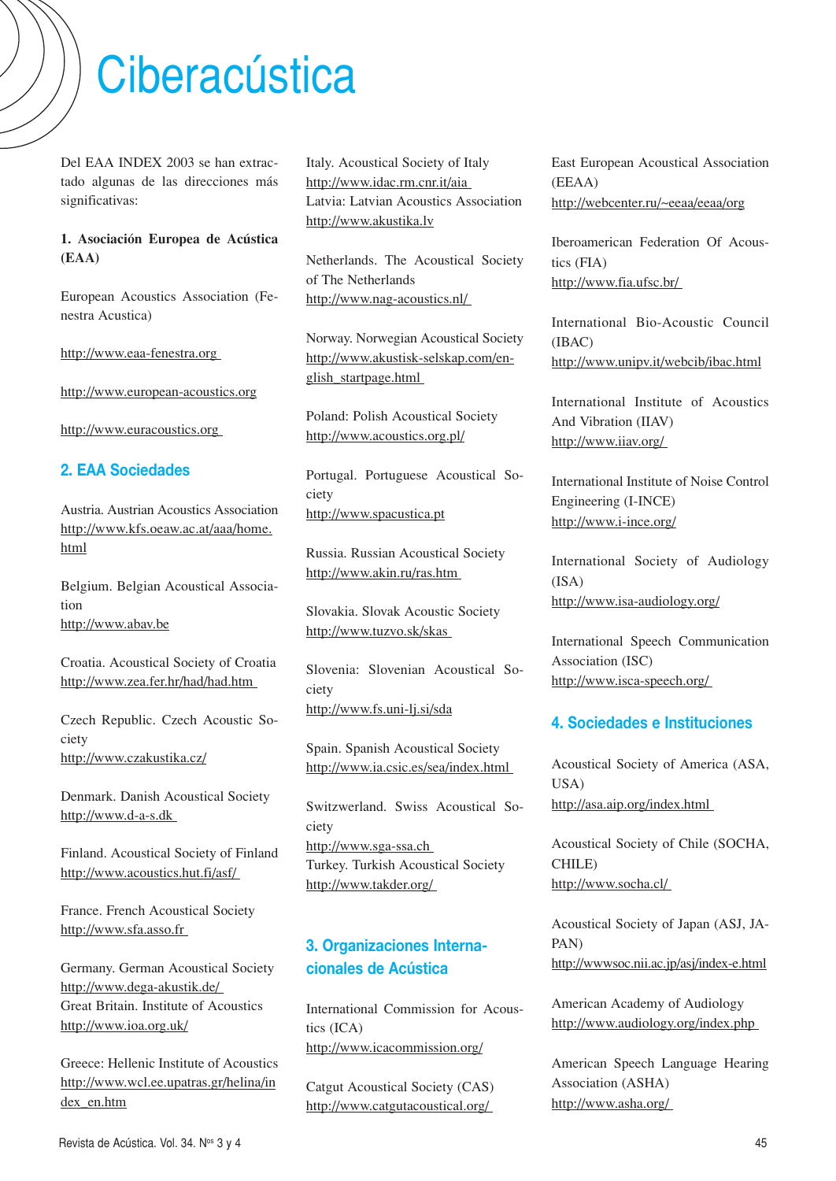# Ciberacústica

Del EAA INDEX 2003 se han extractado algunas de las direcciones más significativas:

**1. Asociación Europea de Acústica (EAA)**

European Acoustics Association (Fenestra Acustica)

http://www.eaa-fenestra.org

http://www.european-acoustics.org

http://www.euracoustics.org

## 2. EAA Sociedades

Austria. Austrian Acoustics Association
http://www.kfs.oeaw.ac.at/aaa/home.html

Belgium. Belgian Acoustical Association
http://www.abav.be

Croatia. Acoustical Society of Croatia
http://www.zea.fer.hr/had/had.htm

Czech Republic. Czech Acoustic Society
http://www.czakustika.cz/

Denmark. Danish Acoustical Society
http://www.d-a-s.dk

Finland. Acoustical Society of Finland
http://www.acoustics.hut.fi/asf/

France. French Acoustical Society
http://www.sfa.asso.fr

Germany. German Acoustical Society
http://www.dega-akustik.de/
Great Britain. Institute of Acoustics
http://www.ioa.org.uk/

Greece: Hellenic Institute of Acoustics
http://www.wcl.ee.upatras.gr/helina/index_en.htm

Italy. Acoustical Society of Italy
http://www.idac.rm.cnr.it/aia
Latvia: Latvian Acoustics Association
http://www.akustika.lv

Netherlands. The Acoustical Society of The Netherlands
http://www.nag-acoustics.nl/

Norway. Norwegian Acoustical Society
http://www.akustisk-selskap.com/english_startpage.html

Poland: Polish Acoustical Society
http://www.acoustics.org.pl/

Portugal. Portuguese Acoustical Society
http://www.spacustica.pt

Russia. Russian Acoustical Society
http://www.akin.ru/ras.htm

Slovakia. Slovak Acoustic Society
http://www.tuzvo.sk/skas

Slovenia: Slovenian Acoustical Society
http://www.fs.uni-lj.si/sda

Spain. Spanish Acoustical Society
http://www.ia.csic.es/sea/index.html

Switzerland. Swiss Acoustical Society
http://www.sga-ssa.ch
Turkey. Turkish Acoustical Society
http://www.takder.org/

## 3. Organizaciones Internacionales de Acústica

International Commission for Acoustics (ICA)
http://www.icacommission.org/

Catgut Acoustical Society (CAS)
http://www.catgutacoustical.org/

East European Acoustical Association (EEAA)
http://webcenter.ru/~eeaa/eeaa/org

Iberoamerican Federation Of Acoustics (FIA)
http://www.fia.ufsc.br/

International Bio-Acoustic Council (IBAC)
http://www.unipv.it/webcib/ibac.html

International Institute of Acoustics And Vibration (IIAV)
http://www.iiav.org/

International Institute of Noise Control Engineering (I-INCE)
http://www.i-ince.org/

International Society of Audiology (ISA)
http://www.isa-audiology.org/

International Speech Communication Association (ISC)
http://www.isca-speech.org/

## 4. Sociedades e Instituciones

Acoustical Society of America (ASA, USA)
http://asa.aip.org/index.html

Acoustical Society of Chile (SOCHA, CHILE)
http://www.socha.cl/

Acoustical Society of Japan (ASJ, JAPAN)
http://wwwsoc.nii.ac.jp/asj/index-e.html

American Academy of Audiology
http://www.audiology.org/index.php

American Speech Language Hearing Association (ASHA)
http://www.asha.org/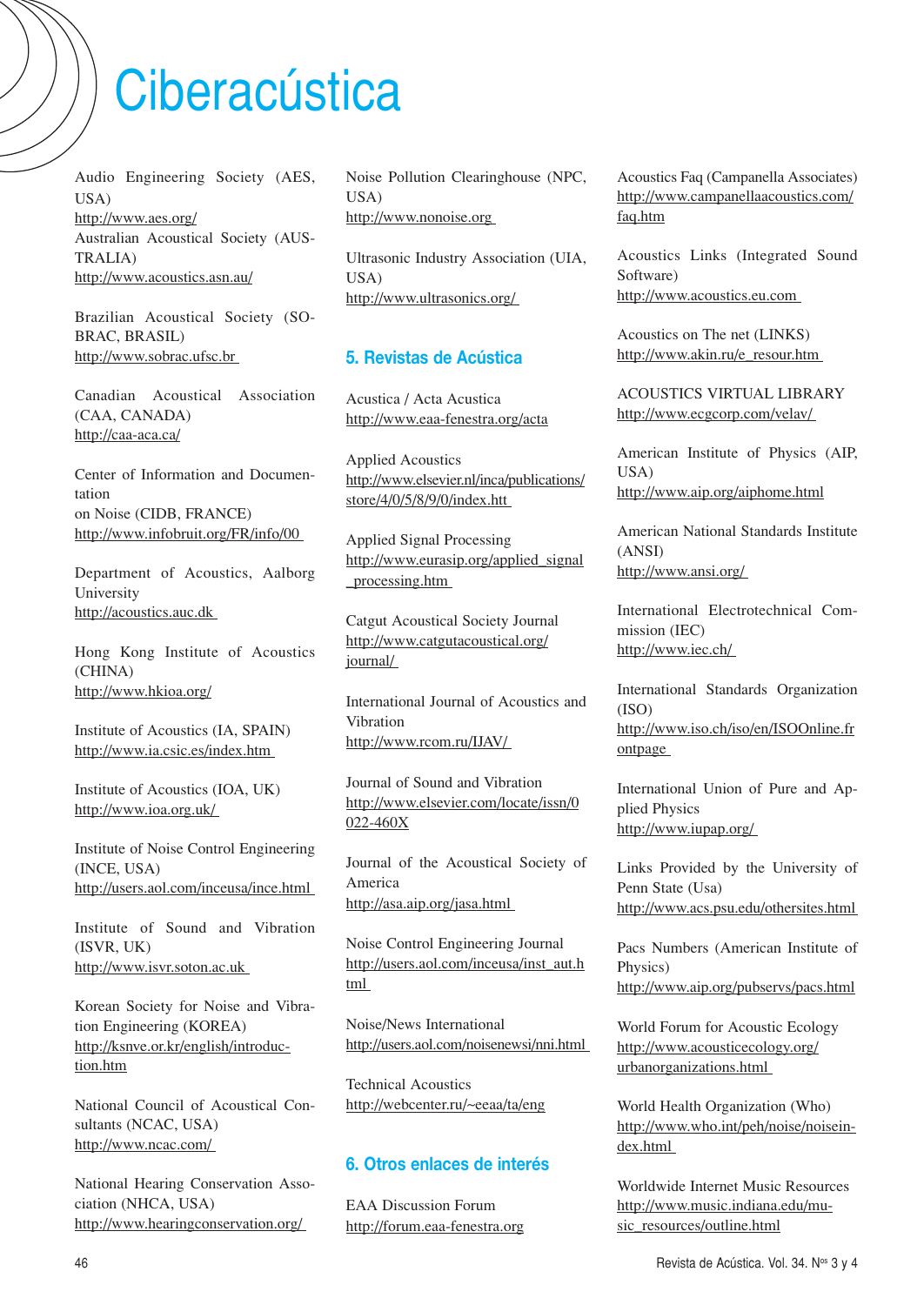# Ciberacústica

Audio Engineering Society (AES, USA)
http://www.aes.org/

Australian Acoustical Society (AUSTRALIA)
http://www.acoustics.asn.au/

Brazilian Acoustical Society (SOBRAC, BRASIL)
http://www.sobrac.ufsc.br

Canadian Acoustical Association (CAA, CANADA)
http://caa-aca.ca/

Center of Information and Documentation on Noise (CIDB, FRANCE)
http://www.infobruit.org/FR/info/00

Department of Acoustics, Aalborg University
http://acoustics.auc.dk

Hong Kong Institute of Acoustics (CHINA)
http://www.hkioa.org/

Institute of Acoustics (IA, SPAIN)
http://www.ia.csic.es/index.htm

Institute of Acoustics (IOA, UK)
http://www.ioa.org.uk/

Institute of Noise Control Engineering (INCE, USA)
http://users.aol.com/inceusa/ince.html

Institute of Sound and Vibration (ISVR, UK)
http://www.isvr.soton.ac.uk

Korean Society for Noise and Vibration Engineering (KOREA)
http://ksnve.or.kr/english/introduction.htm

National Council of Acoustical Consultants (NCAC, USA)
http://www.ncac.com/

National Hearing Conservation Association (NHCA, USA)
http://www.hearingconservation.org/

Noise Pollution Clearinghouse (NPC, USA)
http://www.nonoise.org

Ultrasonic Industry Association (UIA, USA)
http://www.ultrasonics.org/

## 5. Revistas de Acústica

Acustica / Acta Acustica
http://www.eaa-fenestra.org/acta

Applied Acoustics
http://www.elsevier.nl/inca/publications/store/4/0/5/8/9/0/index.htt

Applied Signal Processing
http://www.eurasip.org/applied_signal_processing.htm

Catgut Acoustical Society Journal
http://www.catgutacoustical.org/journal/

International Journal of Acoustics and Vibration
http://www.rcom.ru/IJAV/

Journal of Sound and Vibration
http://www.elsevier.com/locate/issn/0022-460X

Journal of the Acoustical Society of America
http://asa.aip.org/jasa.html

Noise Control Engineering Journal
http://users.aol.com/inceusa/inst_aut.html

Noise/News International
http://users.aol.com/noisenewsi/nni.html

Technical Acoustics
http://webcenter.ru/~eeaa/ta/eng

## 6. Otros enlaces de interés

EAA Discussion Forum
http://forum.eaa-fenestra.org

Acoustics Faq (Campanella Associates)
http://www.campanellaacoustics.com/faq.htm

Acoustics Links (Integrated Sound Software)
http://www.acoustics.eu.com

Acoustics on The net (LINKS)
http://www.akin.ru/e_resour.htm

ACOUSTICS VIRTUAL LIBRARY
http://www.ecgcorp.com/velav/

American Institute of Physics (AIP, USA)
http://www.aip.org/aiphome.html

American National Standards Institute (ANSI)
http://www.ansi.org/

International Electrotechnical Commission (IEC)
http://www.iec.ch/

International Standards Organization (ISO)
http://www.iso.ch/iso/en/ISOOnline.frontpage

International Union of Pure and Applied Physics
http://www.iupap.org/

Links Provided by the University of Penn State (Usa)
http://www.acs.psu.edu/othersites.html

Pacs Numbers (American Institute of Physics)
http://www.aip.org/pubservs/pacs.html

World Forum for Acoustic Ecology
http://www.acousticecology.org/urbanorganizations.html

World Health Organization (Who)
http://www.who.int/peh/noise/noiseindex.html

Worldwide Internet Music Resources
http://www.music.indiana.edu/music_resources/outline.html